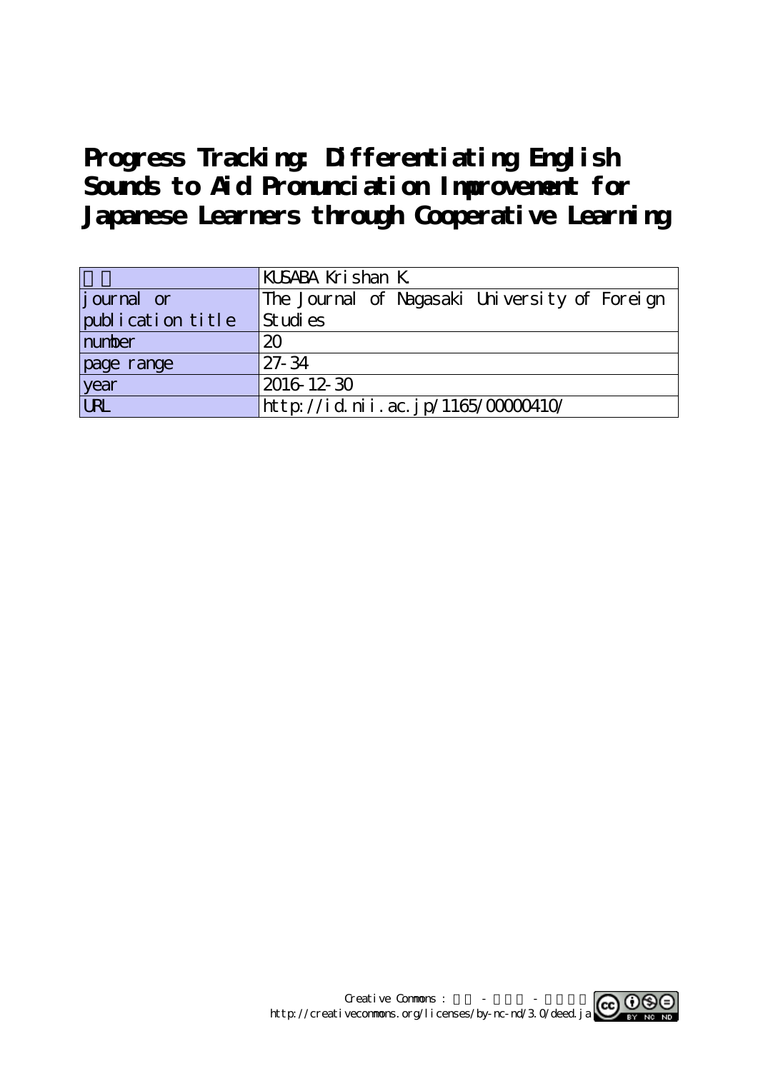# Progress Tracking: Differentiating English Sounds to Aid Pronunciation Improvement for Japanese Learners through Cooperative Learning

| 著者 | KUSABA Krishan K. |
| --- | --- |
| journal or publication title | The Journal of Nagasaki University of Foreign Studies |
| number | 20 |
| page range | 27-34 |
| year | 2016-12-30 |
| URL | http://id.nii.ac.jp/1165/00000410/ |

Creative Commons : 表示 - 非営利 - 改変禁止
http://creativecommons.org/licenses/by-nc-nd/3.0/deed.ja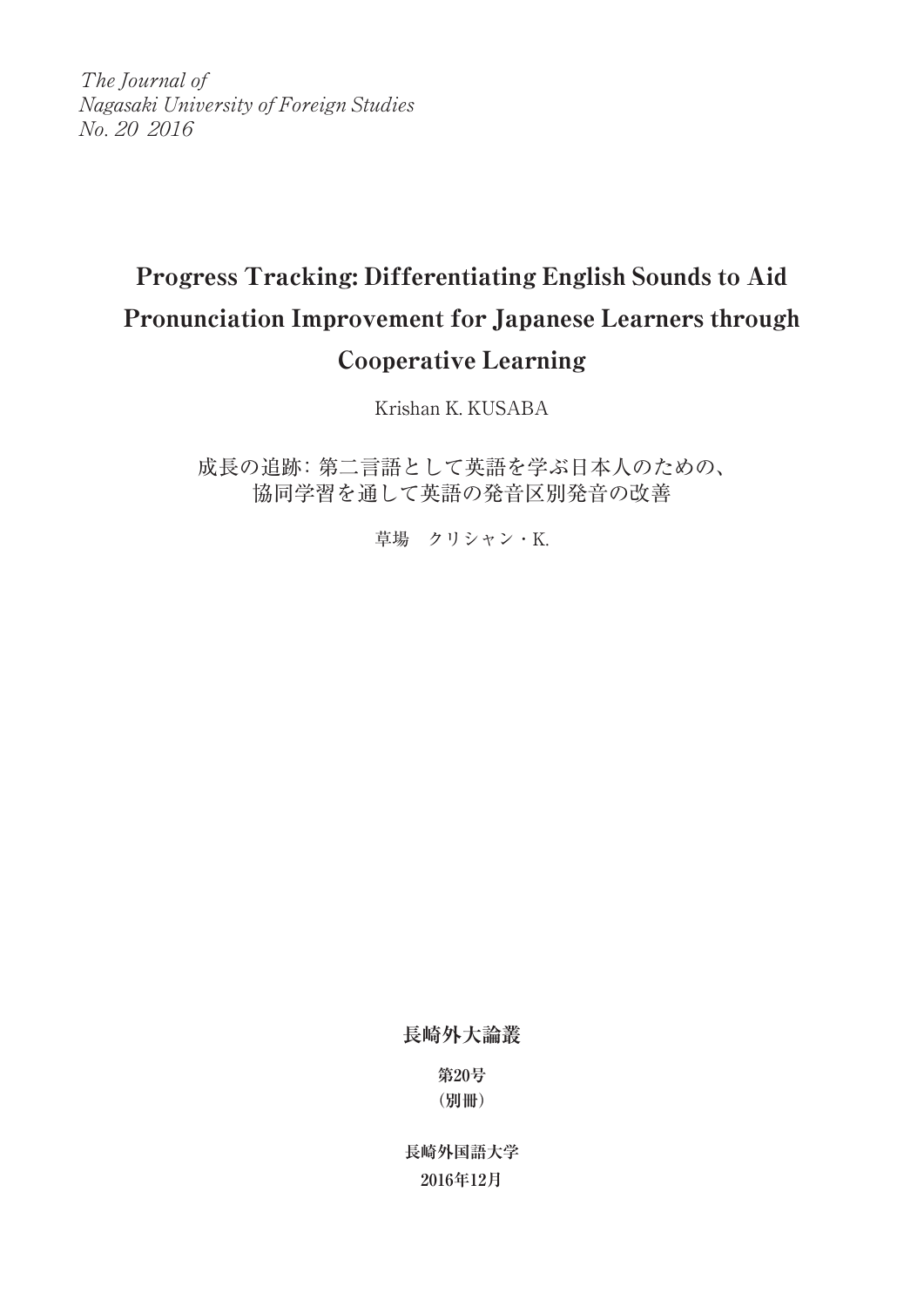*The Journal of*
*Nagasaki University of Foreign Studies*
*No. 20 2016*

# Progress Tracking: Differentiating English Sounds to Aid Pronunciation Improvement for Japanese Learners through Cooperative Learning

Krishan K. KUSABA

## 成長の追跡: 第二言語として英語を学ぶ日本人のための、協同学習を通して英語の発音区別発音の改善

草場　クリシャン・K.

**長崎外大論叢**

**第20号**
**（別冊）**

**長崎外国語大学**
**2016年12月**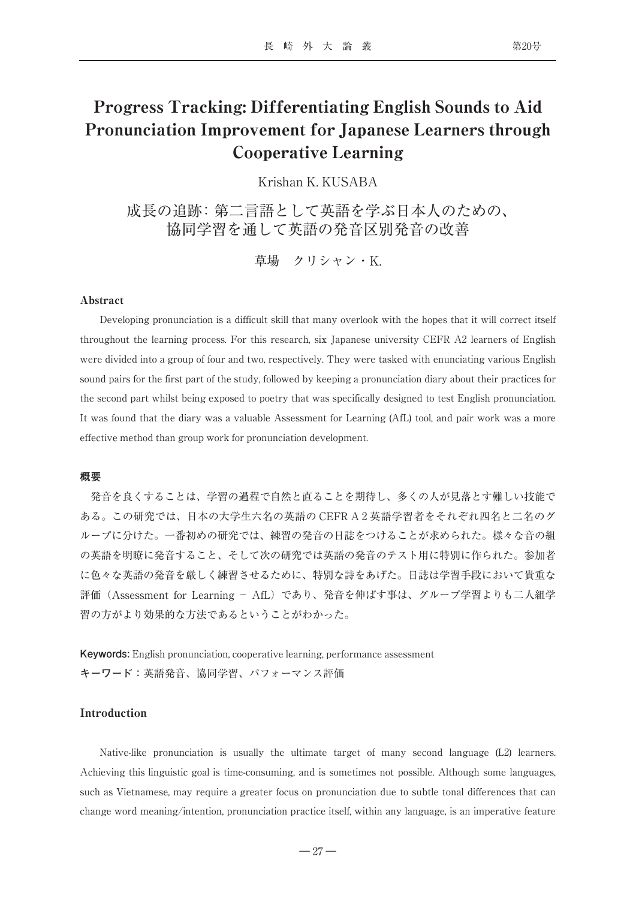# Progress Tracking: Differentiating English Sounds to Aid Pronunciation Improvement for Japanese Learners through Cooperative Learning

Krishan K. KUSABA

# 成長の追跡: 第二言語として英語を学ぶ日本人のための、協同学習を通して英語の発音区別発音の改善

草場　クリシャン・K.

### Abstract

Developing pronunciation is a difficult skill that many overlook with the hopes that it will correct itself throughout the learning process. For this research, six Japanese university CEFR A2 learners of English were divided into a group of four and two, respectively. They were tasked with enunciating various English sound pairs for the first part of the study, followed by keeping a pronunciation diary about their practices for the second part whilst being exposed to poetry that was specifically designed to test English pronunciation. It was found that the diary was a valuable Assessment for Learning (AfL) tool, and pair work was a more effective method than group work for pronunciation development.

### 概要

発音を良くすることは、学習の過程で自然と直ることを期待し、多くの人が見落とす難しい技能である。この研究では、日本の大学生六名の英語の CEFR A 2 英語学習者をそれぞれ四名と二名のグループに分けた。一番初めの研究では、練習の発音の日誌をつけることが求められた。様々な音の組の英語を明瞭に発音すること、そして次の研究では英語の発音のテスト用に特別に作られた。参加者に色々な英語の発音を厳しく練習させるために、特別な詩をあげた。日誌は学習手段において貴重な評価（Assessment for Learning － AfL）であり、発音を伸ばす事は、グループ学習よりも二人組学習の方がより効果的な方法であるということがわかった。

**Keywords:** English pronunciation, cooperative learning, performance assessment

**キーワード：**英語発音、協同学習、パフォーマンス評価

### Introduction

Native-like pronunciation is usually the ultimate target of many second language (L2) learners. Achieving this linguistic goal is time-consuming, and is sometimes not possible. Although some languages, such as Vietnamese, may require a greater focus on pronunciation due to subtle tonal differences that can change word meaning/intention, pronunciation practice itself, within any language, is an imperative feature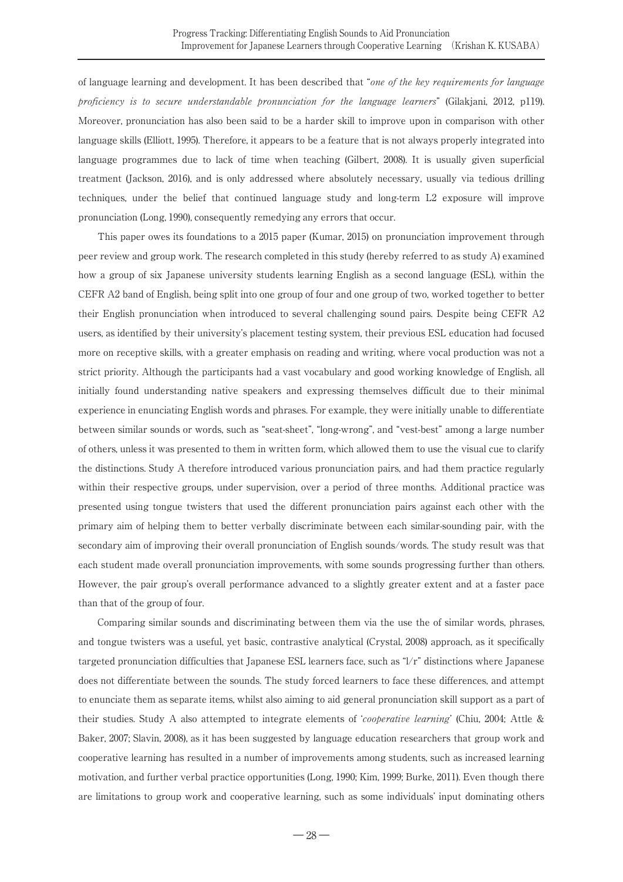of language learning and development. It has been described that "*one of the key requirements for language proficiency is to secure understandable pronunciation for the language learners*" (Gilakjani, 2012, p119). Moreover, pronunciation has also been said to be a harder skill to improve upon in comparison with other language skills (Elliott, 1995). Therefore, it appears to be a feature that is not always properly integrated into language programmes due to lack of time when teaching (Gilbert, 2008). It is usually given superficial treatment (Jackson, 2016), and is only addressed where absolutely necessary, usually via tedious drilling techniques, under the belief that continued language study and long-term L2 exposure will improve pronunciation (Long, 1990), consequently remedying any errors that occur.

This paper owes its foundations to a 2015 paper (Kumar, 2015) on pronunciation improvement through peer review and group work. The research completed in this study (hereby referred to as study A) examined how a group of six Japanese university students learning English as a second language (ESL), within the CEFR A2 band of English, being split into one group of four and one group of two, worked together to better their English pronunciation when introduced to several challenging sound pairs. Despite being CEFR A2 users, as identified by their university's placement testing system, their previous ESL education had focused more on receptive skills, with a greater emphasis on reading and writing, where vocal production was not a strict priority. Although the participants had a vast vocabulary and good working knowledge of English, all initially found understanding native speakers and expressing themselves difficult due to their minimal experience in enunciating English words and phrases. For example, they were initially unable to differentiate between similar sounds or words, such as "seat-sheet", "long-wrong", and "vest-best" among a large number of others, unless it was presented to them in written form, which allowed them to use the visual cue to clarify the distinctions. Study A therefore introduced various pronunciation pairs, and had them practice regularly within their respective groups, under supervision, over a period of three months. Additional practice was presented using tongue twisters that used the different pronunciation pairs against each other with the primary aim of helping them to better verbally discriminate between each similar-sounding pair, with the secondary aim of improving their overall pronunciation of English sounds/words. The study result was that each student made overall pronunciation improvements, with some sounds progressing further than others. However, the pair group's overall performance advanced to a slightly greater extent and at a faster pace than that of the group of four.

Comparing similar sounds and discriminating between them via the use the of similar words, phrases, and tongue twisters was a useful, yet basic, contrastive analytical (Crystal, 2008) approach, as it specifically targeted pronunciation difficulties that Japanese ESL learners face, such as "l/r" distinctions where Japanese does not differentiate between the sounds. The study forced learners to face these differences, and attempt to enunciate them as separate items, whilst also aiming to aid general pronunciation skill support as a part of their studies. Study A also attempted to integrate elements of '*cooperative learning*' (Chiu, 2004; Attle & Baker, 2007; Slavin, 2008), as it has been suggested by language education researchers that group work and cooperative learning has resulted in a number of improvements among students, such as increased learning motivation, and further verbal practice opportunities (Long, 1990; Kim, 1999; Burke, 2011). Even though there are limitations to group work and cooperative learning, such as some individuals' input dominating others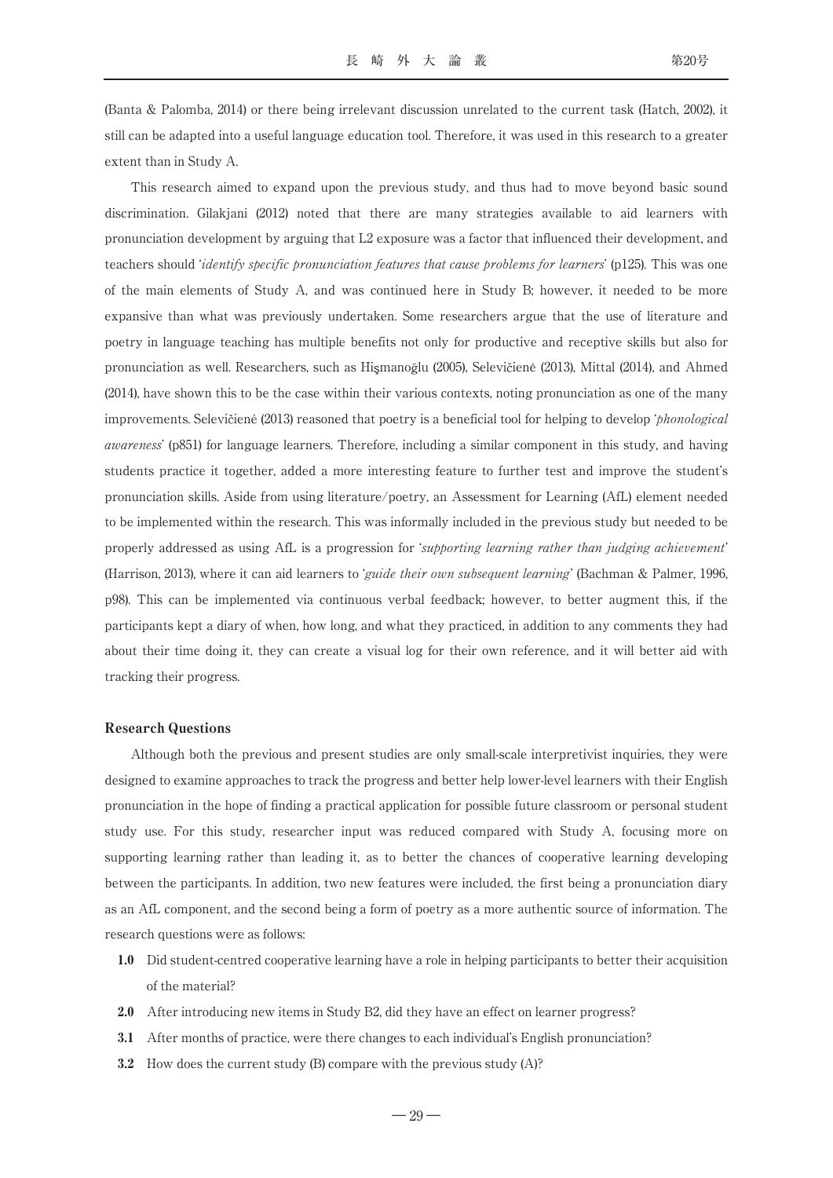(Banta & Palomba, 2014) or there being irrelevant discussion unrelated to the current task (Hatch, 2002), it still can be adapted into a useful language education tool. Therefore, it was used in this research to a greater extent than in Study A.

This research aimed to expand upon the previous study, and thus had to move beyond basic sound discrimination. Gilakjani (2012) noted that there are many strategies available to aid learners with pronunciation development by arguing that L2 exposure was a factor that influenced their development, and teachers should '*identify specific pronunciation features that cause problems for learners*' (p125). This was one of the main elements of Study A, and was continued here in Study B; however, it needed to be more expansive than what was previously undertaken. Some researchers argue that the use of literature and poetry in language teaching has multiple benefits not only for productive and receptive skills but also for pronunciation as well. Researchers, such as Hişmanoğlu (2005), Selevičienė (2013), Mittal (2014), and Ahmed (2014), have shown this to be the case within their various contexts, noting pronunciation as one of the many improvements. Selevičienė (2013) reasoned that poetry is a beneficial tool for helping to develop '*phonological awareness*' (p851) for language learners. Therefore, including a similar component in this study, and having students practice it together, added a more interesting feature to further test and improve the student's pronunciation skills. Aside from using literature/poetry, an Assessment for Learning (AfL) element needed to be implemented within the research. This was informally included in the previous study but needed to be properly addressed as using AfL is a progression for '*supporting learning rather than judging achievement*' (Harrison, 2013), where it can aid learners to '*guide their own subsequent learning*' (Bachman & Palmer, 1996, p98). This can be implemented via continuous verbal feedback; however, to better augment this, if the participants kept a diary of when, how long, and what they practiced, in addition to any comments they had about their time doing it, they can create a visual log for their own reference, and it will better aid with tracking their progress.

**Research Questions**

Although both the previous and present studies are only small-scale interpretivist inquiries, they were designed to examine approaches to track the progress and better help lower-level learners with their English pronunciation in the hope of finding a practical application for possible future classroom or personal student study use. For this study, researcher input was reduced compared with Study A, focusing more on supporting learning rather than leading it, as to better the chances of cooperative learning developing between the participants. In addition, two new features were included, the first being a pronunciation diary as an AfL component, and the second being a form of poetry as a more authentic source of information. The research questions were as follows:

- **1.0** Did student-centred cooperative learning have a role in helping participants to better their acquisition of the material?
- **2.0** After introducing new items in Study B2, did they have an effect on learner progress?
- **3.1** After months of practice, were there changes to each individual's English pronunciation?
- **3.2** How does the current study (B) compare with the previous study (A)?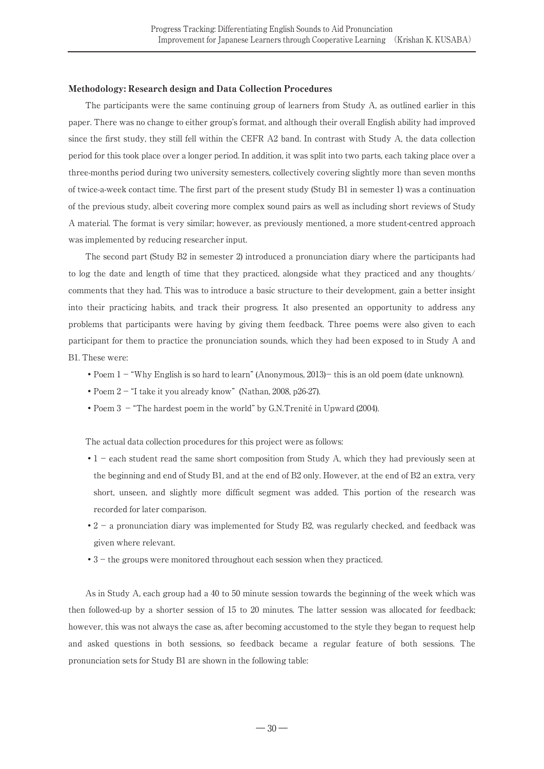**Methodology: Research design and Data Collection Procedures**

The participants were the same continuing group of learners from Study A, as outlined earlier in this paper. There was no change to either group's format, and although their overall English ability had improved since the first study, they still fell within the CEFR A2 band. In contrast with Study A, the data collection period for this took place over a longer period. In addition, it was split into two parts, each taking place over a three-months period during two university semesters, collectively covering slightly more than seven months of twice-a-week contact time. The first part of the present study (Study B1 in semester 1) was a continuation of the previous study, albeit covering more complex sound pairs as well as including short reviews of Study A material. The format is very similar; however, as previously mentioned, a more student-centred approach was implemented by reducing researcher input.

The second part (Study B2 in semester 2) introduced a pronunciation diary where the participants had to log the date and length of time that they practiced, alongside what they practiced and any thoughts/comments that they had. This was to introduce a basic structure to their development, gain a better insight into their practicing habits, and track their progress. It also presented an opportunity to address any problems that participants were having by giving them feedback. Three poems were also given to each participant for them to practice the pronunciation sounds, which they had been exposed to in Study A and B1. These were:

- Poem 1 – "Why English is so hard to learn" (Anonymous, 2013)– this is an old poem (date unknown).
- Poem 2 – "I take it you already know" (Nathan, 2008, p26-27).
- Poem 3 – "The hardest poem in the world" by G.N.Trenité in Upward (2004).

The actual data collection procedures for this project were as follows:

- 1 – each student read the same short composition from Study A, which they had previously seen at the beginning and end of Study B1, and at the end of B2 only. However, at the end of B2 an extra, very short, unseen, and slightly more difficult segment was added. This portion of the research was recorded for later comparison.
- 2 – a pronunciation diary was implemented for Study B2, was regularly checked, and feedback was given where relevant.
- 3 – the groups were monitored throughout each session when they practiced.

As in Study A, each group had a 40 to 50 minute session towards the beginning of the week which was then followed-up by a shorter session of 15 to 20 minutes. The latter session was allocated for feedback; however, this was not always the case as, after becoming accustomed to the style they began to request help and asked questions in both sessions, so feedback became a regular feature of both sessions. The pronunciation sets for Study B1 are shown in the following table: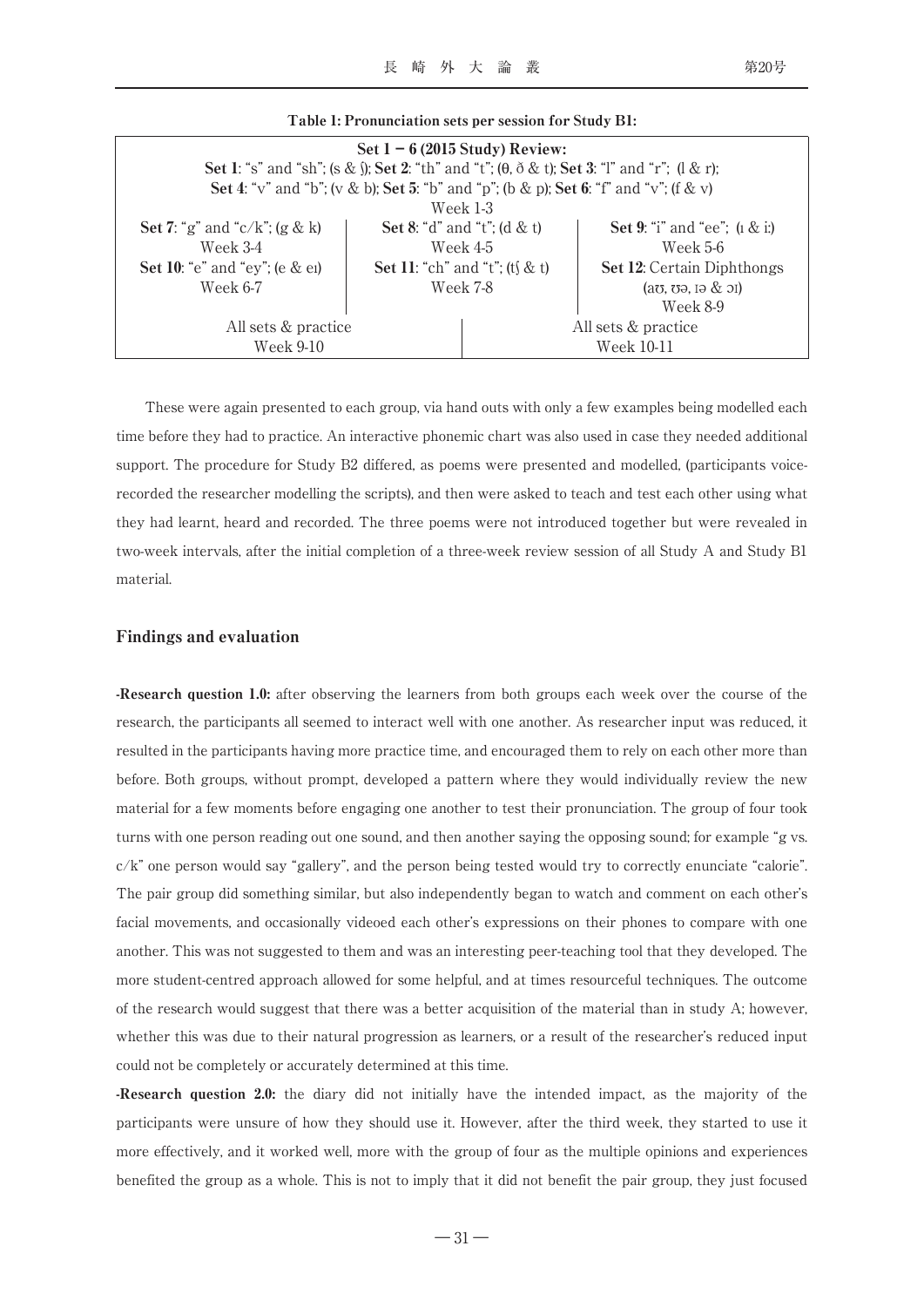**Table 1: Pronunciation sets per session for Study B1:**

| Set 1 – 6 (2015 Study) Review: **Set 1**: "s" and "sh"; (s & ʃ); **Set 2**: "th" and "t"; (θ, ð & t); **Set 3**: "l" and "r"; (l & r); **Set 4**: "v" and "b"; (v & b); **Set 5**: "b" and "p"; (b & p); **Set 6**: "f" and "v"; (f & v) Week 1-3 | | |
|---|---|---|
| **Set 7**: "g" and "c/k"; (g & k) Week 3-4 | **Set 8**: "d" and "t"; (d & t) Week 4-5 | **Set 9**: "i" and "ee"; (ɪ & iː) Week 5-6 |
| **Set 10**: "e" and "ey"; (e & eɪ) Week 6-7 | **Set 11**: "ch" and "t"; (tʃ & t) Week 7-8 | **Set 12**: Certain Diphthongs (aʊ, ʊə, ɪə & ɔɪ) Week 8-9 |
| All sets & practice Week 9-10 | | All sets & practice Week 10-11 |

These were again presented to each group, via hand outs with only a few examples being modelled each time before they had to practice. An interactive phonemic chart was also used in case they needed additional support. The procedure for Study B2 differed, as poems were presented and modelled, (participants voice-recorded the researcher modelling the scripts), and then were asked to teach and test each other using what they had learnt, heard and recorded. The three poems were not introduced together but were revealed in two-week intervals, after the initial completion of a three-week review session of all Study A and Study B1 material.

## Findings and evaluation

**-Research question 1.0:** after observing the learners from both groups each week over the course of the research, the participants all seemed to interact well with one another. As researcher input was reduced, it resulted in the participants having more practice time, and encouraged them to rely on each other more than before. Both groups, without prompt, developed a pattern where they would individually review the new material for a few moments before engaging one another to test their pronunciation. The group of four took turns with one person reading out one sound, and then another saying the opposing sound; for example "g vs. c/k" one person would say "gallery", and the person being tested would try to correctly enunciate "calorie". The pair group did something similar, but also independently began to watch and comment on each other's facial movements, and occasionally videoed each other's expressions on their phones to compare with one another. This was not suggested to them and was an interesting peer-teaching tool that they developed. The more student-centred approach allowed for some helpful, and at times resourceful techniques. The outcome of the research would suggest that there was a better acquisition of the material than in study A; however, whether this was due to their natural progression as learners, or a result of the researcher's reduced input could not be completely or accurately determined at this time.

**-Research question 2.0:** the diary did not initially have the intended impact, as the majority of the participants were unsure of how they should use it. However, after the third week, they started to use it more effectively, and it worked well, more with the group of four as the multiple opinions and experiences benefited the group as a whole. This is not to imply that it did not benefit the pair group, they just focused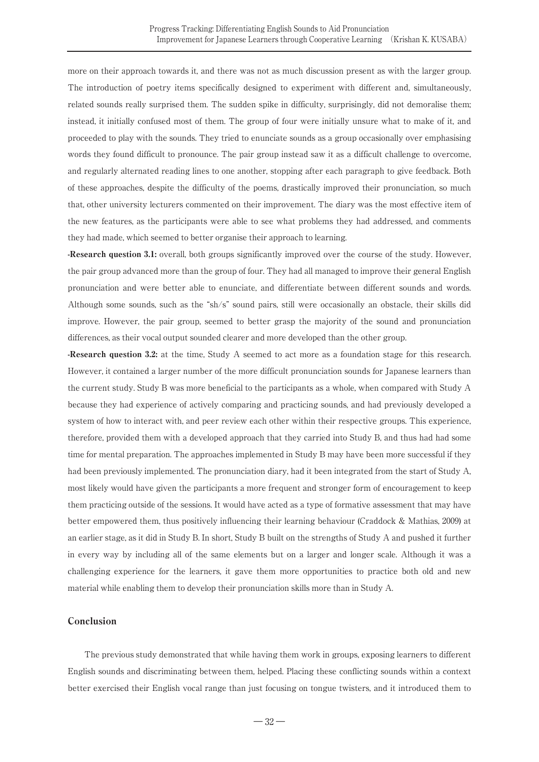more on their approach towards it, and there was not as much discussion present as with the larger group. The introduction of poetry items specifically designed to experiment with different and, simultaneously, related sounds really surprised them. The sudden spike in difficulty, surprisingly, did not demoralise them; instead, it initially confused most of them. The group of four were initially unsure what to make of it, and proceeded to play with the sounds. They tried to enunciate sounds as a group occasionally over emphasising words they found difficult to pronounce. The pair group instead saw it as a difficult challenge to overcome, and regularly alternated reading lines to one another, stopping after each paragraph to give feedback. Both of these approaches, despite the difficulty of the poems, drastically improved their pronunciation, so much that, other university lecturers commented on their improvement. The diary was the most effective item of the new features, as the participants were able to see what problems they had addressed, and comments they had made, which seemed to better organise their approach to learning.

**-Research question 3.1:** overall, both groups significantly improved over the course of the study. However, the pair group advanced more than the group of four. They had all managed to improve their general English pronunciation and were better able to enunciate, and differentiate between different sounds and words. Although some sounds, such as the "sh/s" sound pairs, still were occasionally an obstacle, their skills did improve. However, the pair group, seemed to better grasp the majority of the sound and pronunciation differences, as their vocal output sounded clearer and more developed than the other group.

**-Research question 3.2:** at the time, Study A seemed to act more as a foundation stage for this research. However, it contained a larger number of the more difficult pronunciation sounds for Japanese learners than the current study. Study B was more beneficial to the participants as a whole, when compared with Study A because they had experience of actively comparing and practicing sounds, and had previously developed a system of how to interact with, and peer review each other within their respective groups. This experience, therefore, provided them with a developed approach that they carried into Study B, and thus had had some time for mental preparation. The approaches implemented in Study B may have been more successful if they had been previously implemented. The pronunciation diary, had it been integrated from the start of Study A, most likely would have given the participants a more frequent and stronger form of encouragement to keep them practicing outside of the sessions. It would have acted as a type of formative assessment that may have better empowered them, thus positively influencing their learning behaviour (Craddock & Mathias, 2009) at an earlier stage, as it did in Study B. In short, Study B built on the strengths of Study A and pushed it further in every way by including all of the same elements but on a larger and longer scale. Although it was a challenging experience for the learners, it gave them more opportunities to practice both old and new material while enabling them to develop their pronunciation skills more than in Study A.

## Conclusion

The previous study demonstrated that while having them work in groups, exposing learners to different English sounds and discriminating between them, helped. Placing these conflicting sounds within a context better exercised their English vocal range than just focusing on tongue twisters, and it introduced them to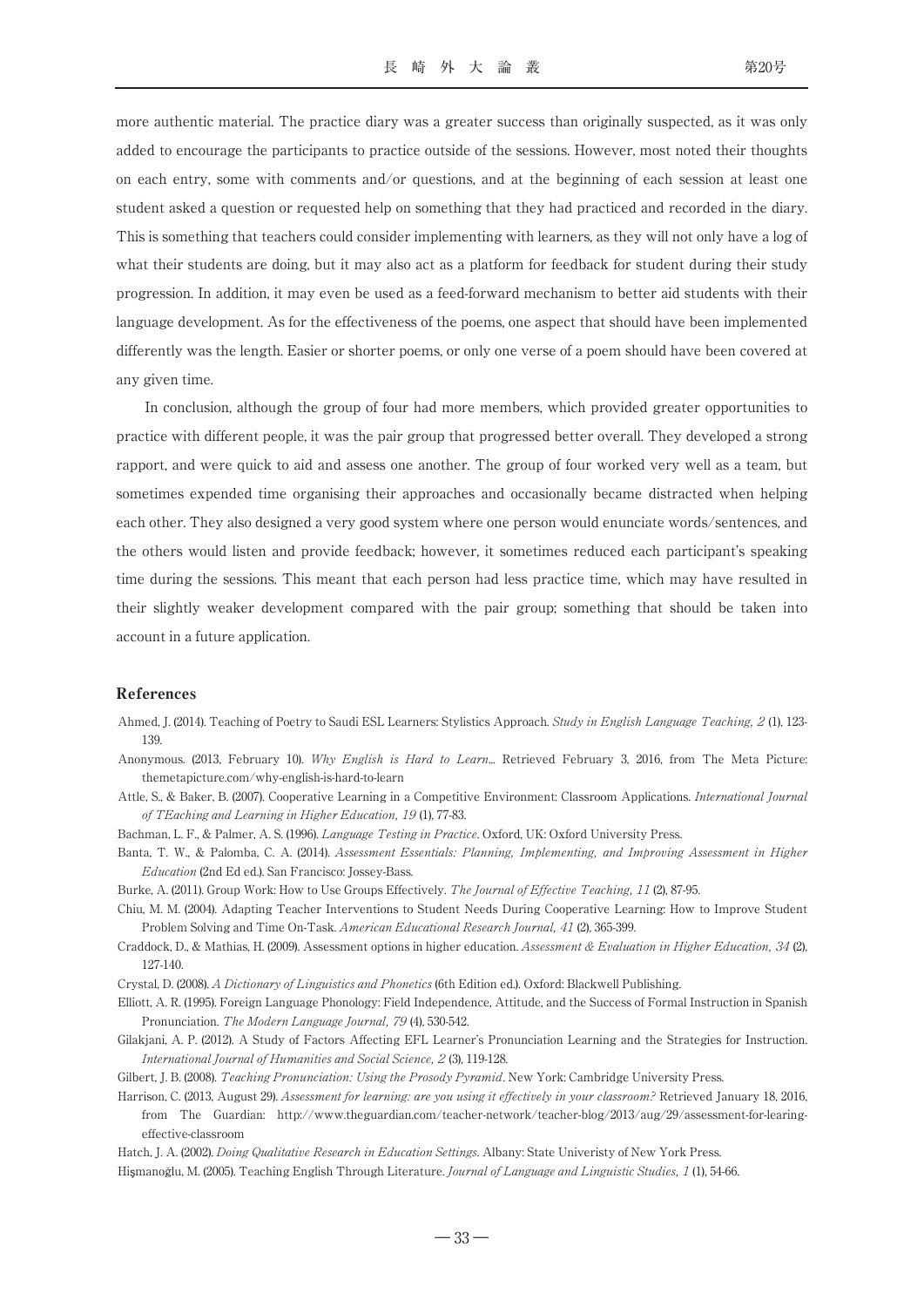more authentic material. The practice diary was a greater success than originally suspected, as it was only added to encourage the participants to practice outside of the sessions. However, most noted their thoughts on each entry, some with comments and/or questions, and at the beginning of each session at least one student asked a question or requested help on something that they had practiced and recorded in the diary. This is something that teachers could consider implementing with learners, as they will not only have a log of what their students are doing, but it may also act as a platform for feedback for student during their study progression. In addition, it may even be used as a feed-forward mechanism to better aid students with their language development. As for the effectiveness of the poems, one aspect that should have been implemented differently was the length. Easier or shorter poems, or only one verse of a poem should have been covered at any given time.

In conclusion, although the group of four had more members, which provided greater opportunities to practice with different people, it was the pair group that progressed better overall. They developed a strong rapport, and were quick to aid and assess one another. The group of four worked very well as a team, but sometimes expended time organising their approaches and occasionally became distracted when helping each other. They also designed a very good system where one person would enunciate words/sentences, and the others would listen and provide feedback; however, it sometimes reduced each participant's speaking time during the sessions. This meant that each person had less practice time, which may have resulted in their slightly weaker development compared with the pair group; something that should be taken into account in a future application.

## References

Ahmed, J. (2014). Teaching of Poetry to Saudi ESL Learners: Stylistics Approach. *Study in English Language Teaching, 2* (1), 123-139.

Anonymous. (2013, February 10). *Why English is Hard to Learn...* Retrieved February 3, 2016, from The Meta Picture: themetapicture.com/why-english-is-hard-to-learn

Attle, S., & Baker, B. (2007). Cooperative Learning in a Competitive Environment: Classroom Applications. *International Journal of TEaching and Learning in Higher Education, 19* (1), 77-83.

Bachman, L. F., & Palmer, A. S. (1996). *Language Testing in Practice*. Oxford, UK: Oxford University Press.

Banta, T. W., & Palomba, C. A. (2014). *Assessment Essentials: Planning, Implementing, and Improving Assessment in Higher Education* (2nd Ed ed.). San Francisco: Jossey-Bass.

Burke, A. (2011). Group Work: How to Use Groups Effectively. *The Journal of Effective Teaching, 11* (2), 87-95.

Chiu, M. M. (2004). Adapting Teacher Interventions to Student Needs During Cooperative Learning: How to Improve Student Problem Solving and Time On-Task. *American Educational Research Journal, 41* (2), 365-399.

Craddock, D., & Mathias, H. (2009). Assessment options in higher education. *Assessment & Evaluation in Higher Education, 34* (2), 127-140.

Crystal, D. (2008). *A Dictionary of Linguistics and Phonetics* (6th Edition ed.). Oxford: Blackwell Publishing.

Elliott, A. R. (1995). Foreign Language Phonology: Field Independence, Attitude, and the Success of Formal Instruction in Spanish Pronunciation. *The Modern Language Journal, 79* (4), 530-542.

Gilakjani, A. P. (2012). A Study of Factors Affecting EFL Learner's Pronunciation Learning and the Strategies for Instruction. *International Journal of Humanities and Social Science, 2* (3), 119-128.

Gilbert, J. B. (2008). *Teaching Pronunciation: Using the Prosody Pyramid*. New York: Cambridge University Press.

Harrison, C. (2013, August 29). *Assessment for learning: are you using it effectively in your classroom?* Retrieved January 18, 2016, from The Guardian: http://www.theguardian.com/teacher-network/teacher-blog/2013/aug/29/assessment-for-learing-effective-classroom

Hatch, J. A. (2002). *Doing Qualitative Research in Education Settings*. Albany: State Univeristy of New York Press.

Hişmanoğlu, M. (2005). Teaching English Through Literature. *Journal of Language and Linguistic Studies, 1* (1), 54-66.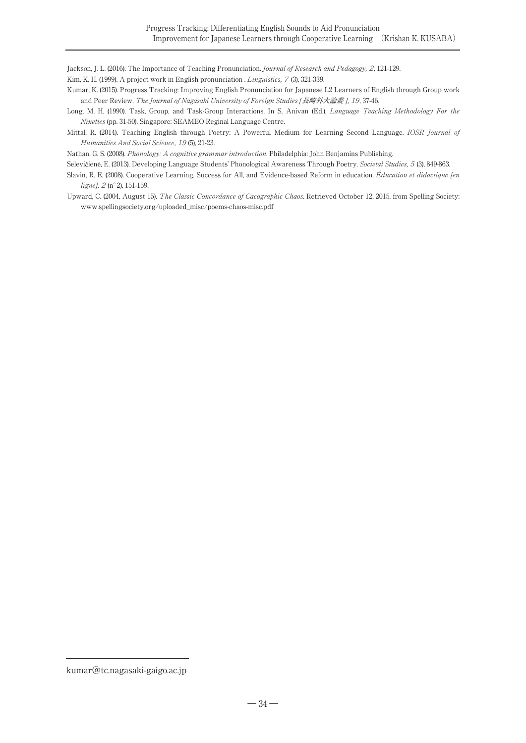Jackson, J. L. (2016). The Importance of Teaching Pronunciation. *Journal of Research and Pedagogy, 2*, 121-129.

Kim, K. H. (1999). A project work in English pronunciation . *Linguistics, 7* (3), 321-339.

Kumar, K. (2015). Progress Tracking: Improving English Pronunciation for Japanese L2 Learners of English through Group work and Peer Review. *The Journal of Nagasaki University of Foreign Studies [長崎外大論叢 ], 19*, 37-46.

Long, M. H. (1990). Task, Group, and Task-Group Interactions. In S. Anivan (Ed.), *Language Teaching Methodology For the Nineties* (pp. 31-50). Singapore: SEAMEO Reginal Language Centre.

Mittal, R. (2014). Teaching English through Poetry: A Powerful Medium for Learning Second Language. *IOSR Journal of Humanities And Social Science, 19* (5), 21-23.

Nathan, G. S. (2008). *Phonology: A cognitive grammar introduction*. Philadelphia: John Benjamins Publishing.

Selevičiene, E. (2013). Developing Language Students' Phonological Awareness Through Poetry. *Societal Studies, 5* (3), 849-863.

Slavin, R. E. (2008). Cooperative Learning, Success for All, and Evidence-based Reform in education. *Éducation et didactique [en ligne], 2* (n° 2), 151-159.

Upward, C. (2004, August 15). *The Classic Concordance of Cacographic Chaos*. Retrieved October 12, 2015, from Spelling Society: www.spellingsociety.org/uploaded_misc/poems-chaos-misc.pdf

---

kumar@tc.nagasaki-gaigo.ac.jp